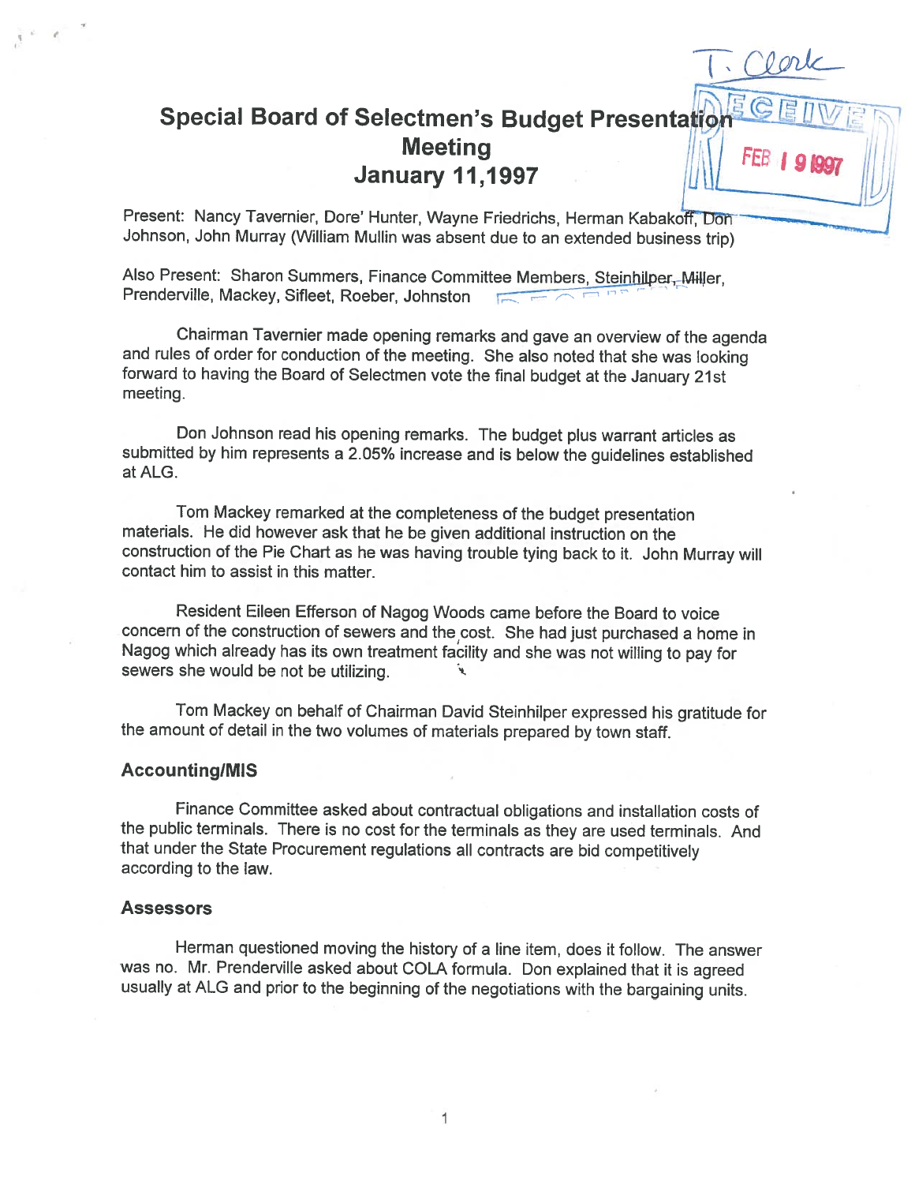# Special Board of Selectmen's Budget Presentation Meeting
# January 11,1997

T. Clerk

RECEIVED FEB 19 1997

Present: Nancy Tavernier, Dore' Hunter, Wayne Friedrichs, Herman Kabakoff, Don Johnson, John Murray (William Mullin was absent due to an extended business trip)

Also Present: Sharon Summers, Finance Committee Members, Steinhilper, Miller, Prenderville, Mackey, Sifleet, Roeber, Johnston

Chairman Tavernier made opening remarks and gave an overview of the agenda and rules of order for conduction of the meeting. She also noted that she was looking forward to having the Board of Selectmen vote the final budget at the January 21st meeting.

Don Johnson read his opening remarks. The budget plus warrant articles as submitted by him represents a 2.05% increase and is below the guidelines established at ALG.

Tom Mackey remarked at the completeness of the budget presentation materials. He did however ask that he be given additional instruction on the construction of the Pie Chart as he was having trouble tying back to it. John Murray will contact him to assist in this matter.

Resident Eileen Efferson of Nagog Woods came before the Board to voice concern of the construction of sewers and the cost. She had just purchased a home in Nagog which already has its own treatment facility and she was not willing to pay for sewers she would be not be utilizing.

Tom Mackey on behalf of Chairman David Steinhilper expressed his gratitude for the amount of detail in the two volumes of materials prepared by town staff.

## Accounting/MIS

Finance Committee asked about contractual obligations and installation costs of the public terminals. There is no cost for the terminals as they are used terminals. And that under the State Procurement regulations all contracts are bid competitively according to the law.

## Assessors

Herman questioned moving the history of a line item, does it follow. The answer was no. Mr. Prenderville asked about COLA formula. Don explained that it is agreed usually at ALG and prior to the beginning of the negotiations with the bargaining units.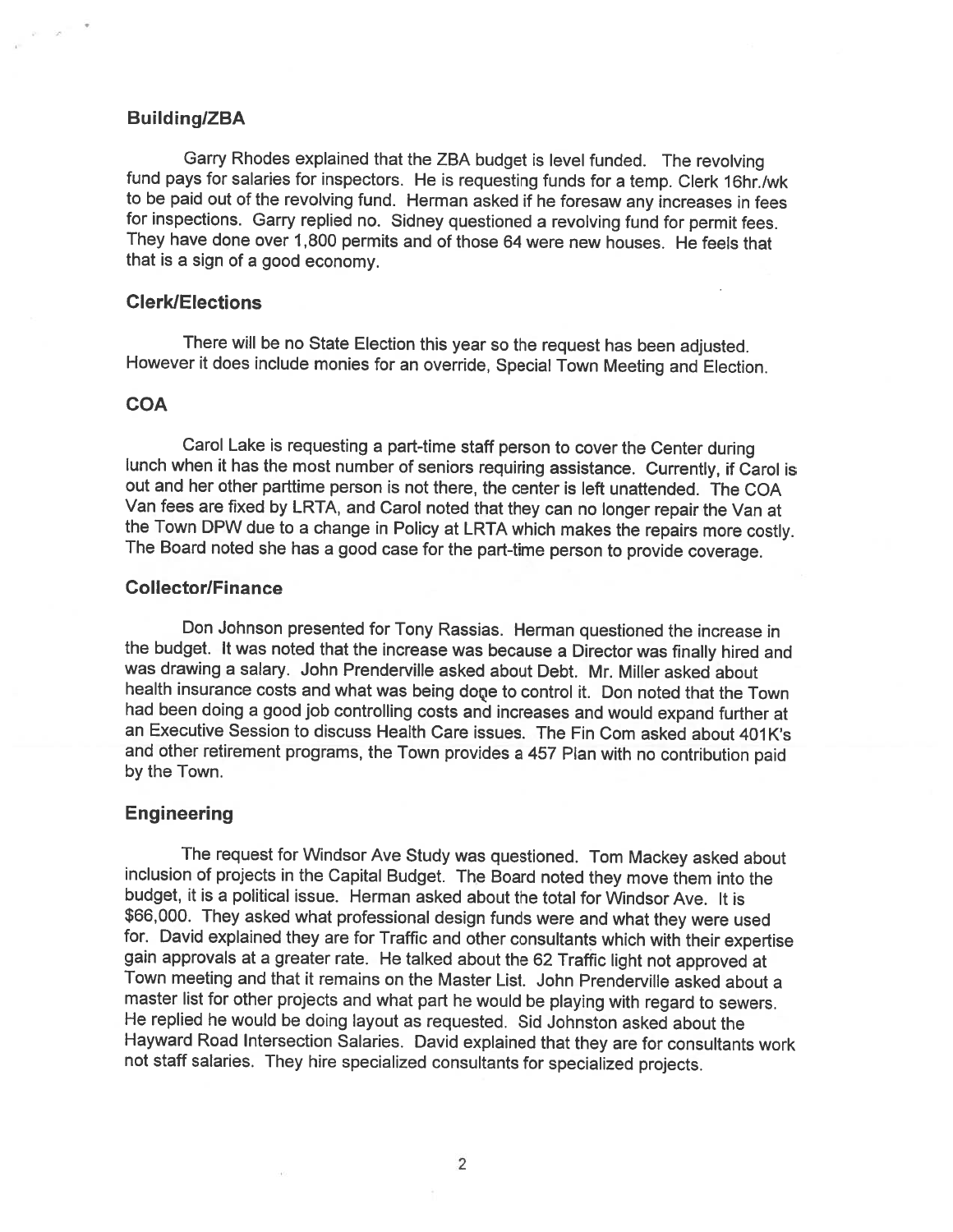## Building/ZBA

Garry Rhodes explained that the ZBA budget is level funded. The revolving fund pays for salaries for inspectors. He is requesting funds for a temp. Clerk 16hr./wk to be paid out of the revolving fund. Herman asked if he foresaw any increases in fees for inspections. Garry replied no. Sidney questioned a revolving fund for permit fees. They have done over 1,800 permits and of those 64 were new houses. He feels that that is a sign of a good economy.

## Clerk/Elections

There will be no State Election this year so the request has been adjusted. However it does include monies for an override, Special Town Meeting and Election.

## COA

Carol Lake is requesting a part-time staff person to cover the Center during lunch when it has the most number of seniors requiring assistance. Currently, if Carol is out and her other parttime person is not there, the center is left unattended. The COA Van fees are fixed by LRTA, and Carol noted that they can no longer repair the Van at the Town DPW due to a change in Policy at LRTA which makes the repairs more costly. The Board noted she has a good case for the part-time person to provide coverage.

## Collector/Finance

Don Johnson presented for Tony Rassias. Herman questioned the increase in the budget. It was noted that the increase was because a Director was finally hired and was drawing a salary. John Prenderville asked about Debt. Mr. Miller asked about health insurance costs and what was being done to control it. Don noted that the Town had been doing a good job controlling costs and increases and would expand further at an Executive Session to discuss Health Care issues. The Fin Com asked about 401K's and other retirement programs, the Town provides a 457 Plan with no contribution paid by the Town.

## Engineering

The request for Windsor Ave Study was questioned. Tom Mackey asked about inclusion of projects in the Capital Budget. The Board noted they move them into the budget, it is a political issue. Herman asked about the total for Windsor Ave. It is $66,000. They asked what professional design funds were and what they were used for. David explained they are for Traffic and other consultants which with their expertise gain approvals at a greater rate. He talked about the 62 Traffic light not approved at Town meeting and that it remains on the Master List. John Prenderville asked about a master list for other projects and what part he would be playing with regard to sewers. He replied he would be doing layout as requested. Sid Johnston asked about the Hayward Road Intersection Salaries. David explained that they are for consultants work not staff salaries. They hire specialized consultants for specialized projects.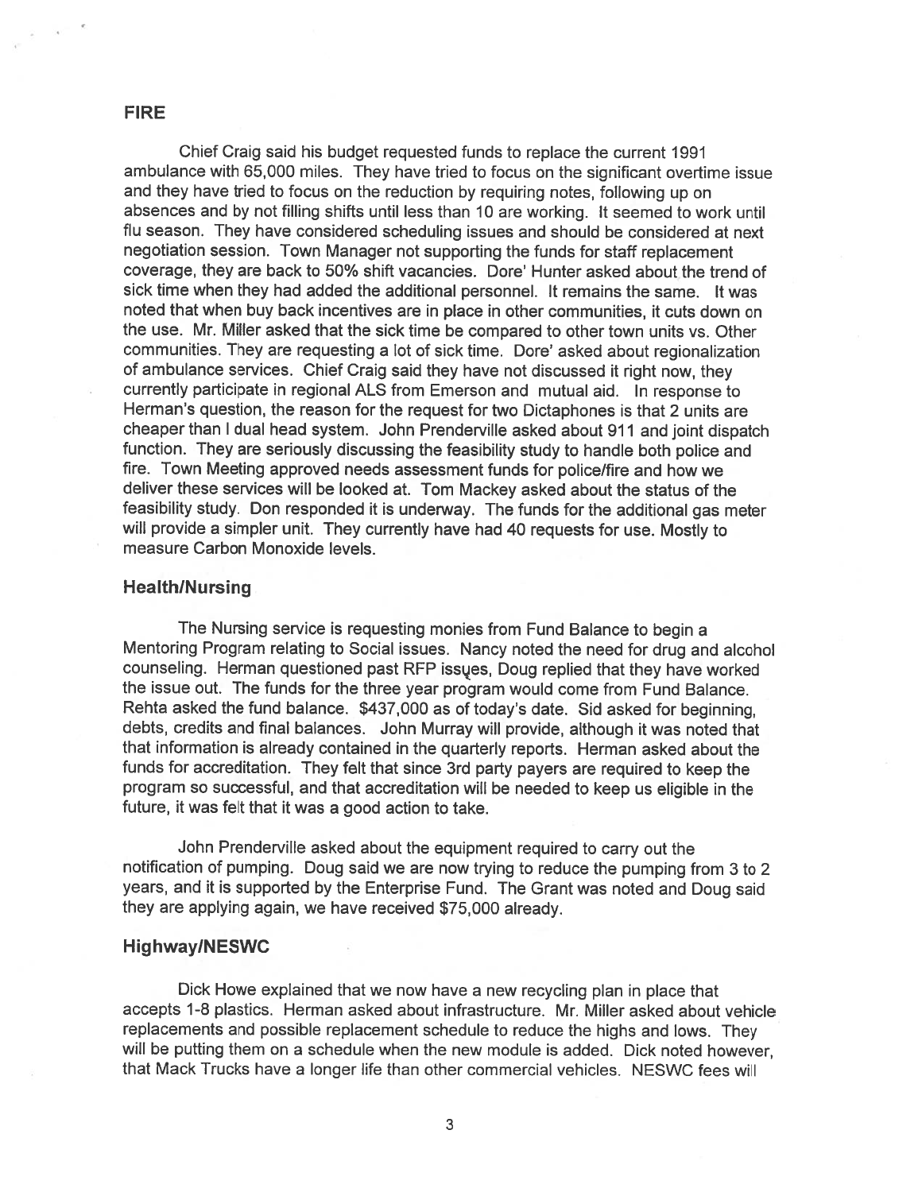## FIRE

Chief Craig said his budget requested funds to replace the current 1991 ambulance with 65,000 miles. They have tried to focus on the significant overtime issue and they have tried to focus on the reduction by requiring notes, following up on absences and by not filling shifts until less than 10 are working. It seemed to work until flu season. They have considered scheduling issues and should be considered at next negotiation session. Town Manager not supporting the funds for staff replacement coverage, they are back to 50% shift vacancies. Dore' Hunter asked about the trend of sick time when they had added the additional personnel. It remains the same. It was noted that when buy back incentives are in place in other communities, it cuts down on the use. Mr. Miller asked that the sick time be compared to other town units vs. Other communities. They are requesting a lot of sick time. Dore' asked about regionalization of ambulance services. Chief Craig said they have not discussed it right now, they currently participate in regional ALS from Emerson and mutual aid. In response to Herman's question, the reason for the request for two Dictaphones is that 2 units are cheaper than I dual head system. John Prenderville asked about 911 and joint dispatch function. They are seriously discussing the feasibility study to handle both police and fire. Town Meeting approved needs assessment funds for police/fire and how we deliver these services will be looked at. Tom Mackey asked about the status of the feasibility study. Don responded it is underway. The funds for the additional gas meter will provide a simpler unit. They currently have had 40 requests for use. Mostly to measure Carbon Monoxide levels.

## Health/Nursing

The Nursing service is requesting monies from Fund Balance to begin a Mentoring Program relating to Social issues. Nancy noted the need for drug and alcohol counseling. Herman questioned past RFP issues, Doug replied that they have worked the issue out. The funds for the three year program would come from Fund Balance. Rehta asked the fund balance. $437,000 as of today's date. Sid asked for beginning, debts, credits and final balances. John Murray will provide, although it was noted that that information is already contained in the quarterly reports. Herman asked about the funds for accreditation. They felt that since 3rd party payers are required to keep the program so successful, and that accreditation will be needed to keep us eligible in the future, it was felt that it was a good action to take.

John Prenderville asked about the equipment required to carry out the notification of pumping. Doug said we are now trying to reduce the pumping from 3 to 2 years, and it is supported by the Enterprise Fund. The Grant was noted and Doug said they are applying again, we have received $75,000 already.

## Highway/NESWC

Dick Howe explained that we now have a new recycling plan in place that accepts 1-8 plastics. Herman asked about infrastructure. Mr. Miller asked about vehicle replacements and possible replacement schedule to reduce the highs and lows. They will be putting them on a schedule when the new module is added. Dick noted however, that Mack Trucks have a longer life than other commercial vehicles. NESWC fees will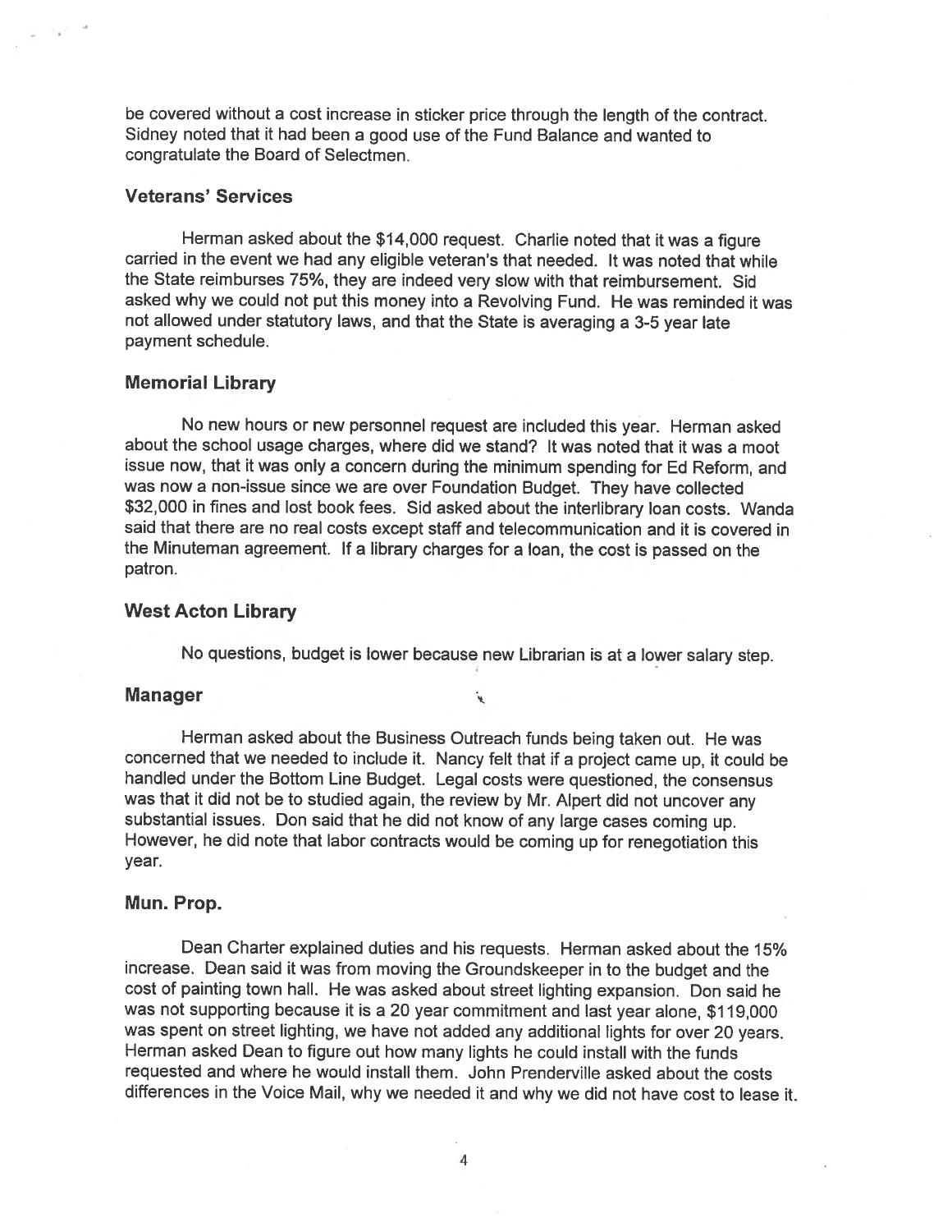be covered without a cost increase in sticker price through the length of the contract. Sidney noted that it had been a good use of the Fund Balance and wanted to congratulate the Board of Selectmen.

### Veterans' Services

Herman asked about the $14,000 request. Charlie noted that it was a figure carried in the event we had any eligible veteran's that needed. It was noted that while the State reimburses 75%, they are indeed very slow with that reimbursement. Sid asked why we could not put this money into a Revolving Fund. He was reminded it was not allowed under statutory laws, and that the State is averaging a 3-5 year late payment schedule.

### Memorial Library

No new hours or new personnel request are included this year. Herman asked about the school usage charges, where did we stand? It was noted that it was a moot issue now, that it was only a concern during the minimum spending for Ed Reform, and was now a non-issue since we are over Foundation Budget. They have collected $32,000 in fines and lost book fees. Sid asked about the interlibrary loan costs. Wanda said that there are no real costs except staff and telecommunication and it is covered in the Minuteman agreement. If a library charges for a loan, the cost is passed on the patron.

### West Acton Library

No questions, budget is lower because new Librarian is at a lower salary step.

### Manager

Herman asked about the Business Outreach funds being taken out. He was concerned that we needed to include it. Nancy felt that if a project came up, it could be handled under the Bottom Line Budget. Legal costs were questioned, the consensus was that it did not be to studied again, the review by Mr. Alpert did not uncover any substantial issues. Don said that he did not know of any large cases coming up. However, he did note that labor contracts would be coming up for renegotiation this year.

### Mun. Prop.

Dean Charter explained duties and his requests. Herman asked about the 15% increase. Dean said it was from moving the Groundskeeper in to the budget and the cost of painting town hall. He was asked about street lighting expansion. Don said he was not supporting because it is a 20 year commitment and last year alone, $119,000 was spent on street lighting, we have not added any additional lights for over 20 years. Herman asked Dean to figure out how many lights he could install with the funds requested and where he would install them. John Prenderville asked about the costs differences in the Voice Mail, why we needed it and why we did not have cost to lease it.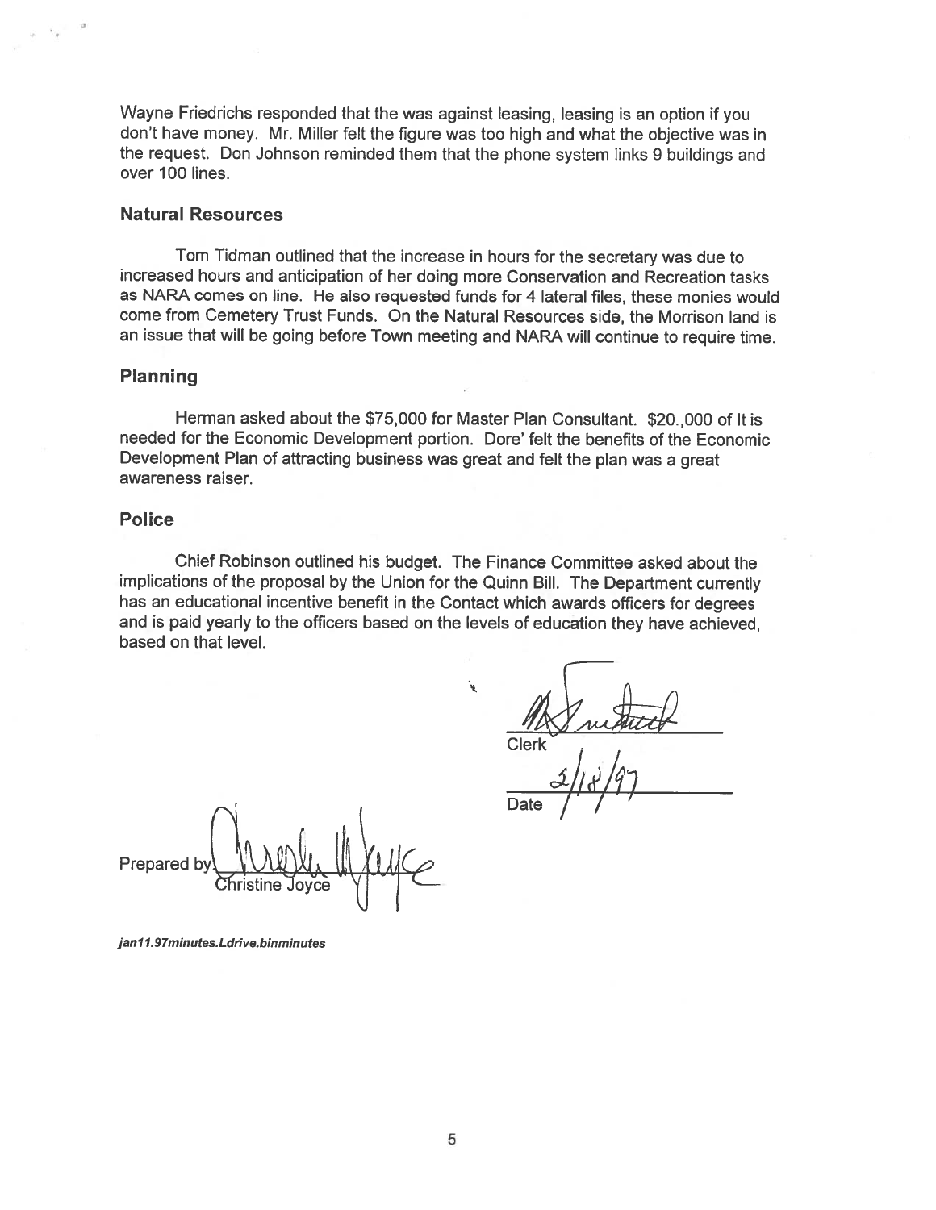Wayne Friedrichs responded that the was against leasing, leasing is an option if you don't have money. Mr. Miller felt the figure was too high and what the objective was in the request. Don Johnson reminded them that the phone system links 9 buildings and over 100 lines.

## Natural Resources

Tom Tidman outlined that the increase in hours for the secretary was due to increased hours and anticipation of her doing more Conservation and Recreation tasks as NARA comes on line. He also requested funds for 4 lateral files, these monies would come from Cemetery Trust Funds. On the Natural Resources side, the Morrison land is an issue that will be going before Town meeting and NARA will continue to require time.

## Planning

Herman asked about the $75,000 for Master Plan Consultant. $20.,000 of It is needed for the Economic Development portion. Dore' felt the benefits of the Economic Development Plan of attracting business was great and felt the plan was a great awareness raiser.

## Police

Chief Robinson outlined his budget. The Finance Committee asked about the implications of the proposal by the Union for the Quinn Bill. The Department currently has an educational incentive benefit in the Contact which awards officers for degrees and is paid yearly to the officers based on the levels of education they have achieved, based on that level.

Clerk

Date 2/18/97

Prepared by Christine Joyce

*jan11.97minutes.Ldrive.binminutes*